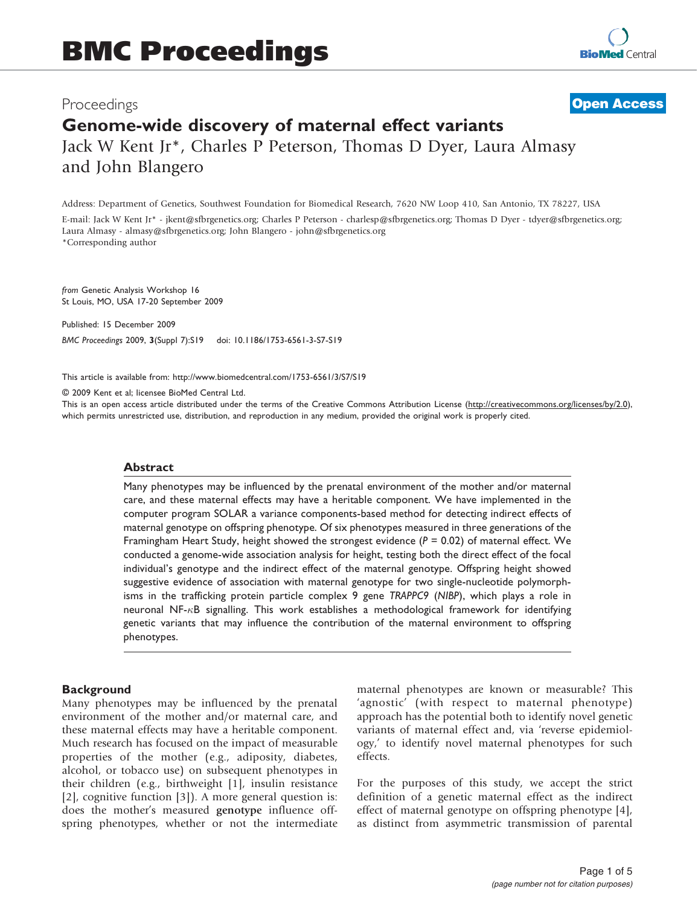# Genome-wide discovery of maternal effect variants

Jack W Kent Jr*, Charles P Peterson, Thomas D Dyer, Laura Almasy and John Blangero

Address: Department of Genetics, Southwest Foundation for Biomedical Research, 7620 NW Loop 410, San Antonio, TX 78227, USA

E-mail: Jack W Kent Jr* - jkent@sfbrgenetics.org; Charles P Peterson - charlesp@sfbrgenetics.org; Thomas D Dyer - tdyer@sfbrgenetics.org; Laura Almasy - almasy@sfbrgenetics.org; John Blangero - john@sfbrgenetics.org

*Corresponding author

*from* Genetic Analysis Workshop 16
St Louis, MO, USA 17-20 September 2009

Published: 15 December 2009

*BMC Proceedings* 2009, **3**(Suppl 7):S19 doi: 10.1186/1753-6561-3-S7-S19

This article is available from: http://www.biomedcentral.com/1753-6561/3/S7/S19

© 2009 Kent et al; licensee BioMed Central Ltd.
This is an open access article distributed under the terms of the Creative Commons Attribution License (http://creativecommons.org/licenses/by/2.0), which permits unrestricted use, distribution, and reproduction in any medium, provided the original work is properly cited.

## Abstract

Many phenotypes may be influenced by the prenatal environment of the mother and/or maternal care, and these maternal effects may have a heritable component. We have implemented in the computer program SOLAR a variance components-based method for detecting indirect effects of maternal genotype on offspring phenotype. Of six phenotypes measured in three generations of the Framingham Heart Study, height showed the strongest evidence ($P = 0.02$) of maternal effect. We conducted a genome-wide association analysis for height, testing both the direct effect of the focal individual's genotype and the indirect effect of the maternal genotype. Offspring height showed suggestive evidence of association with maternal genotype for two single-nucleotide polymorphisms in the trafficking protein particle complex 9 gene *TRAPPC9* (*NIBP*), which plays a role in neuronal NF-$\kappa$B signalling. This work establishes a methodological framework for identifying genetic variants that may influence the contribution of the maternal environment to offspring phenotypes.

## Background

Many phenotypes may be influenced by the prenatal environment of the mother and/or maternal care, and these maternal effects may have a heritable component. Much research has focused on the impact of measurable properties of the mother (e.g., adiposity, diabetes, alcohol, or tobacco use) on subsequent phenotypes in their children (e.g., birthweight [1], insulin resistance [2], cognitive function [3]). A more general question is: does the mother's measured **genotype** influence offspring phenotypes, whether or not the intermediate maternal phenotypes are known or measurable? This 'agnostic' (with respect to maternal phenotype) approach has the potential both to identify novel genetic variants of maternal effect and, via 'reverse epidemiology,' to identify novel maternal phenotypes for such effects.

For the purposes of this study, we accept the strict definition of a genetic maternal effect as the indirect effect of maternal genotype on offspring phenotype [4], as distinct from asymmetric transmission of parental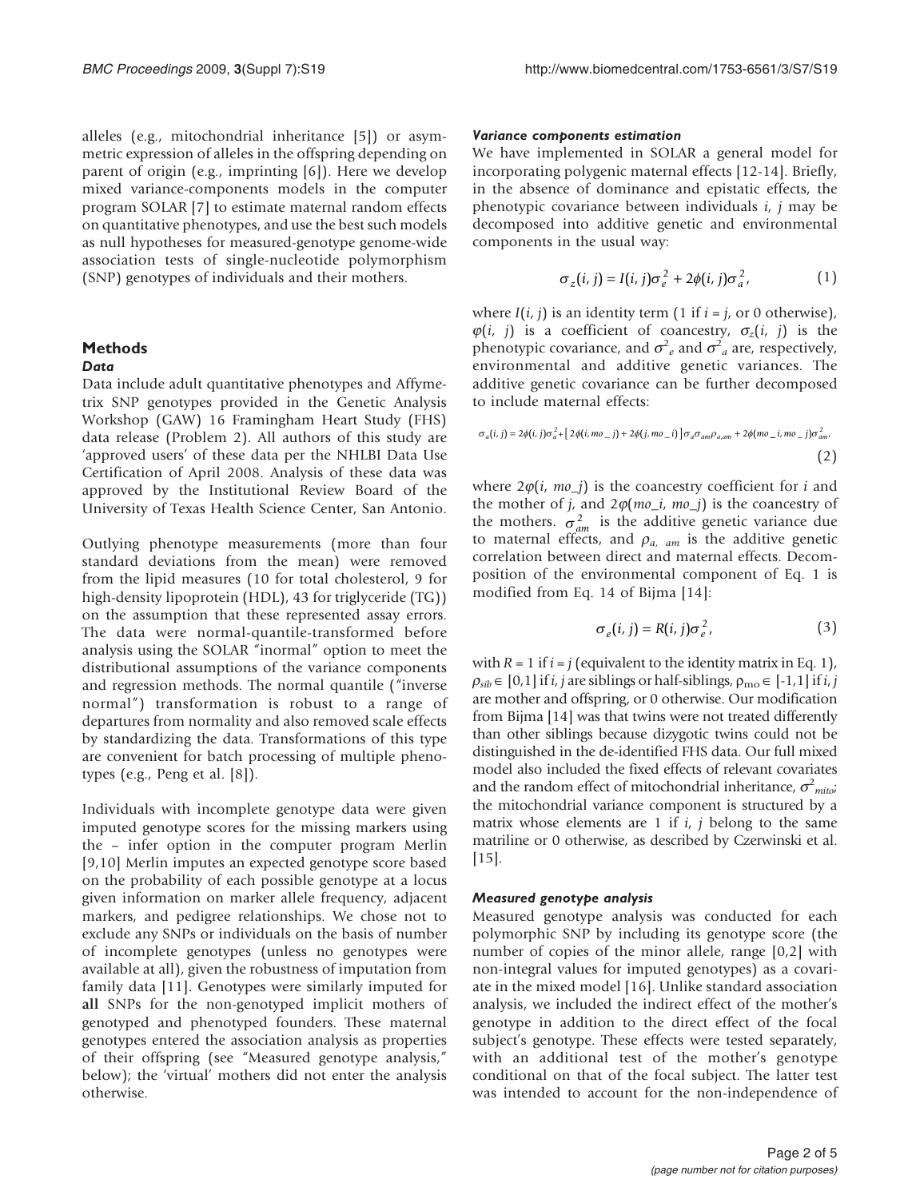alleles (e.g., mitochondrial inheritance [5]) or asymmetric expression of alleles in the offspring depending on parent of origin (e.g., imprinting [6]). Here we develop mixed variance-components models in the computer program SOLAR [7] to estimate maternal random effects on quantitative phenotypes, and use the best such models as null hypotheses for measured-genotype genome-wide association tests of single-nucleotide polymorphism (SNP) genotypes of individuals and their mothers.

## Methods

### Data

Data include adult quantitative phenotypes and Affymetrix SNP genotypes provided in the Genetic Analysis Workshop (GAW) 16 Framingham Heart Study (FHS) data release (Problem 2). All authors of this study are 'approved users' of these data per the NHLBI Data Use Certification of April 2008. Analysis of these data was approved by the Institutional Review Board of the University of Texas Health Science Center, San Antonio.

Outlying phenotype measurements (more than four standard deviations from the mean) were removed from the lipid measures (10 for total cholesterol, 9 for high-density lipoprotein (HDL), 43 for triglyceride (TG)) on the assumption that these represented assay errors. The data were normal-quantile-transformed before analysis using the SOLAR "inormal" option to meet the distributional assumptions of the variance components and regression methods. The normal quantile ("inverse normal") transformation is robust to a range of departures from normality and also removed scale effects by standardizing the data. Transformations of this type are convenient for batch processing of multiple phenotypes (e.g., Peng et al. [8]).

Individuals with incomplete genotype data were given imputed genotype scores for the missing markers using the – infer option in the computer program Merlin [9,10] Merlin imputes an expected genotype score based on the probability of each possible genotype at a locus given information on marker allele frequency, adjacent markers, and pedigree relationships. We chose not to exclude any SNPs or individuals on the basis of number of incomplete genotypes (unless no genotypes were available at all), given the robustness of imputation from family data [11]. Genotypes were similarly imputed for **all** SNPs for the non-genotyped implicit mothers of genotyped and phenotyped founders. These maternal genotypes entered the association analysis as properties of their offspring (see "Measured genotype analysis," below); the 'virtual' mothers did not enter the analysis otherwise.

### Variance components estimation

We have implemented in SOLAR a general model for incorporating polygenic maternal effects [12-14]. Briefly, in the absence of dominance and epistatic effects, the phenotypic covariance between individuals $i$, $j$ may be decomposed into additive genetic and environmental components in the usual way:

$$\sigma_z(i,j) = I(i,j)\sigma_e^2 + 2\phi(i,j)\sigma_a^2, \quad (1)$$

where $I(i, j)$ is an identity term (1 if $i = j$, or 0 otherwise), $\varphi(i, j)$ is a coefficient of coancestry, $\sigma_z(i, j)$ is the phenotypic covariance, and $\sigma^2_e$ and $\sigma^2_a$ are, respectively, environmental and additive genetic variances. The additive genetic covariance can be further decomposed to include maternal effects:

$$\sigma_a(i,j) = 2\phi(i,j)\sigma_a^2 + \left[2\phi(i,mo\_j) + 2\phi(j,mo\_i)\right]\sigma_a\sigma_{am}\rho_{a,am} + 2\phi(mo\_i,mo\_j)\sigma_{am}^2, \quad (2)$$

where $2\varphi(i, mo\_j)$ is the coancestry coefficient for $i$ and the mother of $j$, and $2\varphi(mo\_i, mo\_j)$ is the coancestry of the mothers. $\sigma^2_{am}$ is the additive genetic variance due to maternal effects, and $\rho_{a,\ am}$ is the additive genetic correlation between direct and maternal effects. Decomposition of the environmental component of Eq. 1 is modified from Eq. 14 of Bijma [14]:

$$\sigma_e(i,j) = R(i,j)\sigma_e^2, \quad (3)$$

with $R = 1$ if $i = j$ (equivalent to the identity matrix in Eq. 1), $\rho_{sib} \in [0,1]$ if $i, j$ are siblings or half-siblings, $\rho_{mo} \in [-1,1]$ if $i, j$ are mother and offspring, or 0 otherwise. Our modification from Bijma [14] was that twins were not treated differently than other siblings because dizygotic twins could not be distinguished in the de-identified FHS data. Our full mixed model also included the fixed effects of relevant covariates and the random effect of mitochondrial inheritance, $\sigma^2_{mito}$; the mitochondrial variance component is structured by a matrix whose elements are 1 if $i$, $j$ belong to the same matriline or 0 otherwise, as described by Czerwinski et al. [15].

### Measured genotype analysis

Measured genotype analysis was conducted for each polymorphic SNP by including its genotype score (the number of copies of the minor allele, range [0,2] with non-integral values for imputed genotypes) as a covariate in the mixed model [16]. Unlike standard association analysis, we included the indirect effect of the mother's genotype in addition to the direct effect of the focal subject's genotype. These effects were tested separately, with an additional test of the mother's genotype conditional on that of the focal subject. The latter test was intended to account for the non-independence of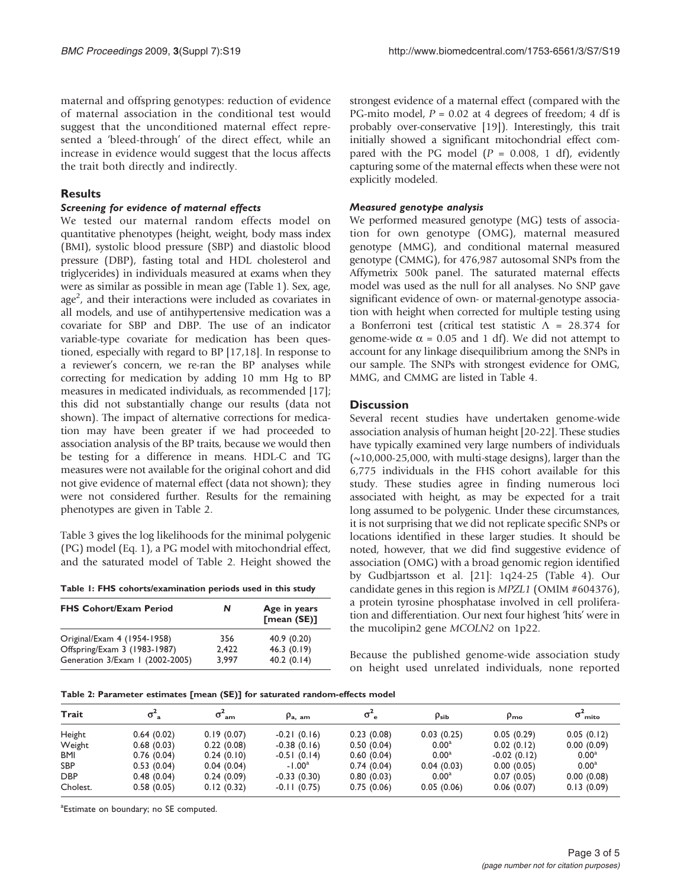maternal and offspring genotypes: reduction of evidence of maternal association in the conditional test would suggest that the unconditioned maternal effect represented a 'bleed-through' of the direct effect, while an increase in evidence would suggest that the locus affects the trait both directly and indirectly.

## Results

### *Screening for evidence of maternal effects*

We tested our maternal random effects model on quantitative phenotypes (height, weight, body mass index (BMI), systolic blood pressure (SBP) and diastolic blood pressure (DBP), fasting total and HDL cholesterol and triglycerides) in individuals measured at exams when they were as similar as possible in mean age (Table 1). Sex, age, age$^2$, and their interactions were included as covariates in all models, and use of antihypertensive medication was a covariate for SBP and DBP. The use of an indicator variable-type covariate for medication has been questioned, especially with regard to BP [17,18]. In response to a reviewer's concern, we re-ran the BP analyses while correcting for medication by adding 10 mm Hg to BP measures in medicated individuals, as recommended [17]; this did not substantially change our results (data not shown). The impact of alternative corrections for medication may have been greater if we had proceeded to association analysis of the BP traits, because we would then be testing for a difference in means. HDL-C and TG measures were not available for the original cohort and did not give evidence of maternal effect (data not shown); they were not considered further. Results for the remaining phenotypes are given in Table 2.

Table 3 gives the log likelihoods for the minimal polygenic (PG) model (Eq. 1), a PG model with mitochondrial effect, and the saturated model of Table 2. Height showed the strongest evidence of a maternal effect (compared with the PG-mito model, $P = 0.02$ at 4 degrees of freedom; 4 df is probably over-conservative [19]). Interestingly, this trait initially showed a significant mitochondrial effect compared with the PG model ($P = 0.008$, 1 df), evidently capturing some of the maternal effects when these were not explicitly modeled.

**Table 1: FHS cohorts/examination periods used in this study**

| FHS Cohort/Exam Period | N | Age in years [mean (SE)] |
|---|---|---|
| Original/Exam 4 (1954-1958) | 356 | 40.9 (0.20) |
| Offspring/Exam 3 (1983-1987) | 2,422 | 46.3 (0.19) |
| Generation 3/Exam 1 (2002-2005) | 3,997 | 40.2 (0.14) |

### *Measured genotype analysis*

We performed measured genotype (MG) tests of association for own genotype (OMG), maternal measured genotype (MMG), and conditional maternal measured genotype (CMMG), for 476,987 autosomal SNPs from the Affymetrix 500k panel. The saturated maternal effects model was used as the null for all analyses. No SNP gave significant evidence of own- or maternal-genotype association with height when corrected for multiple testing using a Bonferroni test (critical test statistic $\Lambda = 28.374$ for genome-wide $\alpha = 0.05$ and 1 df). We did not attempt to account for any linkage disequilibrium among the SNPs in our sample. The SNPs with strongest evidence for OMG, MMG, and CMMG are listed in Table 4.

## Discussion

Several recent studies have undertaken genome-wide association analysis of human height [20-22]. These studies have typically examined very large numbers of individuals (~10,000-25,000, with multi-stage designs), larger than the 6,775 individuals in the FHS cohort available for this study. These studies agree in finding numerous loci associated with height, as may be expected for a trait long assumed to be polygenic. Under these circumstances, it is not surprising that we did not replicate specific SNPs or locations identified in these larger studies. It should be noted, however, that we did find suggestive evidence of association (OMG) with a broad genomic region identified by Gudbjartsson et al. [21]: 1q24-25 (Table 4). Our candidate genes in this region is *MPZL1* (OMIM #604376), a protein tyrosine phosphatase involved in cell proliferation and differentiation. Our next four highest 'hits' were in the mucolipin2 gene *MCOLN2* on 1p22.

Because the published genome-wide association study on height used unrelated individuals, none reported

**Table 2: Parameter estimates [mean (SE)] for saturated random-effects model**

| Trait | $\sigma^2_a$ | $\sigma^2_{am}$ | $\rho_{a,\ am}$ | $\sigma^2_e$ | $\rho_{sib}$ | $\rho_{mo}$ | $\sigma^2_{mito}$ |
|---|---|---|---|---|---|---|---|
| Height | 0.64 (0.02) | 0.19 (0.07) | -0.21 (0.16) | 0.23 (0.08) | 0.03 (0.25) | 0.05 (0.29) | 0.05 (0.12) |
| Weight | 0.68 (0.03) | 0.22 (0.08) | -0.38 (0.16) | 0.50 (0.04) | 0.00[a] | 0.02 (0.12) | 0.00 (0.09) |
| BMI | 0.76 (0.04) | 0.24 (0.10) | -0.51 (0.14) | 0.60 (0.04) | 0.00[a] | -0.02 (0.12) | 0.00[a] |
| SBP | 0.53 (0.04) | 0.04 (0.04) | -1.00[a] | 0.74 (0.04) | 0.04 (0.03) | 0.00 (0.05) | 0.00[a] |
| DBP | 0.48 (0.04) | 0.24 (0.09) | -0.33 (0.30) | 0.80 (0.03) | 0.00[a] | 0.07 (0.05) | 0.00 (0.08) |
| Cholest. | 0.58 (0.05) | 0.12 (0.32) | -0.11 (0.75) | 0.75 (0.06) | 0.05 (0.06) | 0.06 (0.07) | 0.13 (0.09) |

[a]Estimate on boundary; no SE computed.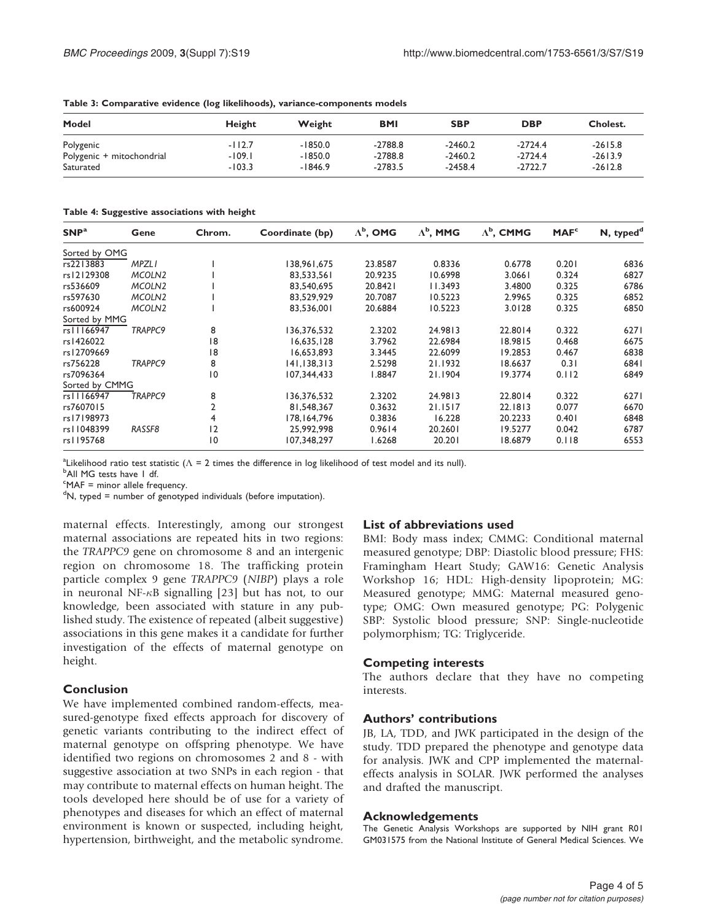**Table 3: Comparative evidence (log likelihoods), variance-components models**

| Model | Height | Weight | BMI | SBP | DBP | Cholest. |
|---|---|---|---|---|---|---|
| Polygenic | -112.7 | -1850.0 | -2788.8 | -2460.2 | -2724.4 | -2615.8 |
| Polygenic + mitochondrial | -109.1 | -1850.0 | -2788.8 | -2460.2 | -2724.4 | -2613.9 |
| Saturated | -103.3 | -1846.9 | -2783.5 | -2458.4 | -2722.7 | -2612.8 |

**Table 4: Suggestive associations with height**

| SNP[a] | Gene | Chrom. | Coordinate (bp) | $\Lambda^b$, OMG | $\Lambda^b$, MMG | $\Lambda^b$, CMMG | MAF[c] | N, typed[d] |
|---|---|---|---|---|---|---|---|---|
| Sorted by OMG | | | | | | | | |
| rs2213883 | *MPZL1* | 1 | 138,961,675 | 23.8587 | 0.8336 | 0.6778 | 0.201 | 6836 |
| rs12129308 | *MCOLN2* | 1 | 83,533,561 | 20.9235 | 10.6998 | 3.0661 | 0.324 | 6827 |
| rs536609 | *MCOLN2* | 1 | 83,540,695 | 20.8421 | 11.3493 | 3.4800 | 0.325 | 6786 |
| rs597630 | *MCOLN2* | 1 | 83,529,929 | 20.7087 | 10.5223 | 2.9965 | 0.325 | 6852 |
| rs600924 | *MCOLN2* | 1 | 83,536,001 | 20.6884 | 10.5223 | 3.0128 | 0.325 | 6850 |
| Sorted by MMG | | | | | | | | |
| rs11166947 | *TRAPPC9* | 8 | 136,376,532 | 2.3202 | 24.9813 | 22.8014 | 0.322 | 6271 |
| rs1426022 | | 18 | 16,635,128 | 3.7962 | 22.6984 | 18.9815 | 0.468 | 6675 |
| rs12709669 | | 18 | 16,653,893 | 3.3445 | 22.6099 | 19.2853 | 0.467 | 6838 |
| rs756228 | *TRAPPC9* | 8 | 141,138,313 | 2.5298 | 21.1932 | 18.6637 | 0.31 | 6841 |
| rs7096364 | | 10 | 107,344,433 | 1.8847 | 21.1904 | 19.3774 | 0.112 | 6849 |
| Sorted by CMMG | | | | | | | | |
| rs11166947 | *TRAPPC9* | 8 | 136,376,532 | 2.3202 | 24.9813 | 22.8014 | 0.322 | 6271 |
| rs7607015 | | 2 | 81,548,367 | 0.3632 | 21.1517 | 22.1813 | 0.077 | 6670 |
| rs17198973 | | 4 | 178,164,796 | 0.3836 | 16.228 | 20.2233 | 0.401 | 6848 |
| rs11048399 | *RASSF8* | 12 | 25,992,998 | 0.9614 | 20.2601 | 19.5277 | 0.042 | 6787 |
| rs1195768 | | 10 | 107,348,297 | 1.6268 | 20.201 | 18.6879 | 0.118 | 6553 |

[a]Likelihood ratio test statistic ($\Lambda$ = 2 times the difference in log likelihood of test model and its null).
[b]All MG tests have 1 df.
[c]MAF = minor allele frequency.
[d]N, typed = number of genotyped individuals (before imputation).

maternal effects. Interestingly, among our strongest maternal associations are repeated hits in two regions: the *TRAPPC9* gene on chromosome 8 and an intergenic region on chromosome 18. The trafficking protein particle complex 9 gene *TRAPPC9* (*NIBP*) plays a role in neuronal NF-$\kappa$B signalling [23] but has not, to our knowledge, been associated with stature in any published study. The existence of repeated (albeit suggestive) associations in this gene makes it a candidate for further investigation of the effects of maternal genotype on height.

## Conclusion

We have implemented combined random-effects, measured-genotype fixed effects approach for discovery of genetic variants contributing to the indirect effect of maternal genotype on offspring phenotype. We have identified two regions on chromosomes 2 and 8 - with suggestive association at two SNPs in each region - that may contribute to maternal effects on human height. The tools developed here should be of use for a variety of phenotypes and diseases for which an effect of maternal environment is known or suspected, including height, hypertension, birthweight, and the metabolic syndrome.

## List of abbreviations used

BMI: Body mass index; CMMG: Conditional maternal measured genotype; DBP: Diastolic blood pressure; FHS: Framingham Heart Study; GAW16: Genetic Analysis Workshop 16; HDL: High-density lipoprotein; MG: Measured genotype; MMG: Maternal measured genotype; OMG: Own measured genotype; PG: Polygenic SBP: Systolic blood pressure; SNP: Single-nucleotide polymorphism; TG: Triglyceride.

## Competing interests

The authors declare that they have no competing interests.

## Authors' contributions

JB, LA, TDD, and JWK participated in the design of the study. TDD prepared the phenotype and genotype data for analysis. JWK and CPP implemented the maternal-effects analysis in SOLAR. JWK performed the analyses and drafted the manuscript.

## Acknowledgements

The Genetic Analysis Workshops are supported by NIH grant R01 GM031575 from the National Institute of General Medical Sciences. We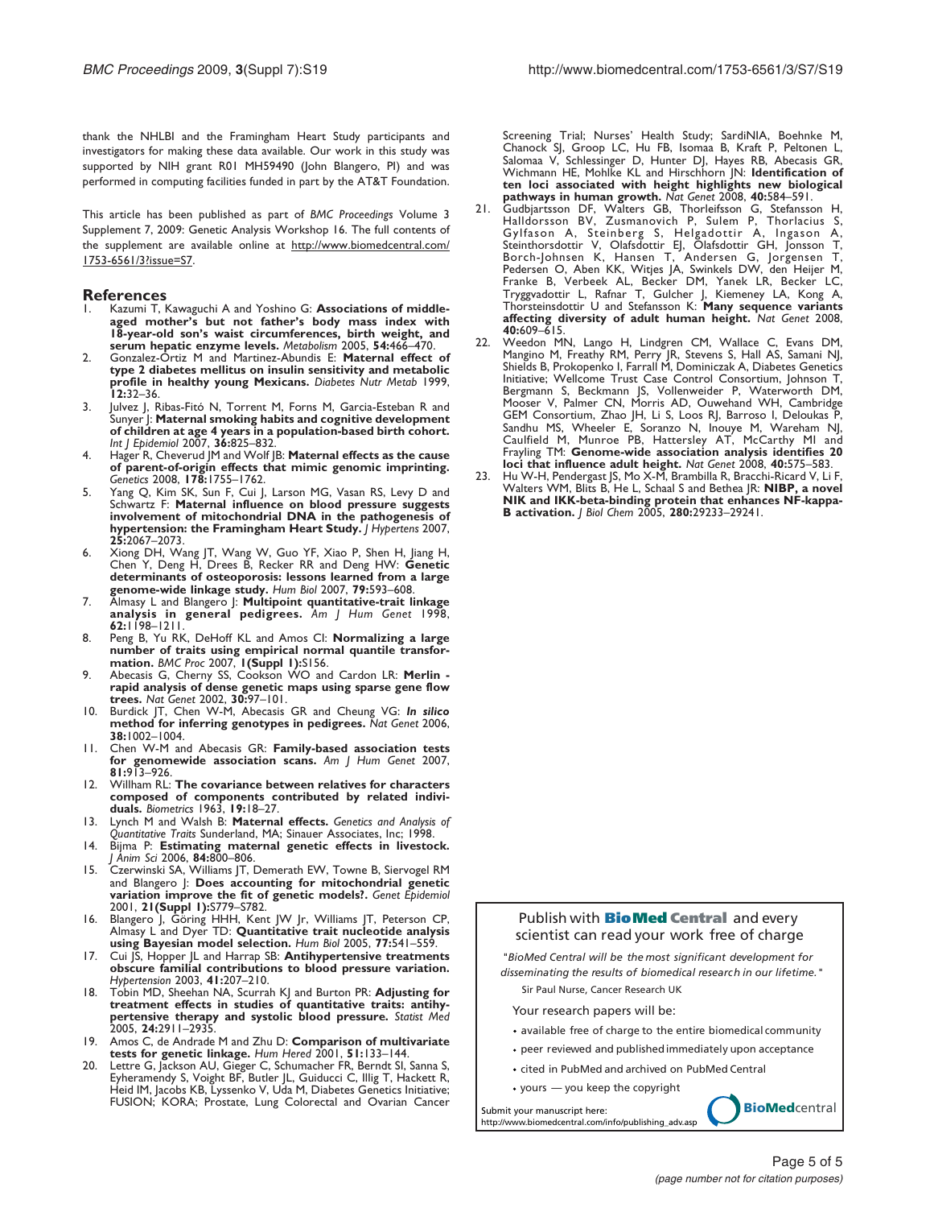thank the NHLBI and the Framingham Heart Study participants and investigators for making these data available. Our work in this study was supported by NIH grant R01 MH59490 (John Blangero, PI) and was performed in computing facilities funded in part by the AT&T Foundation.

This article has been published as part of *BMC Proceedings* Volume 3 Supplement 7, 2009: Genetic Analysis Workshop 16. The full contents of the supplement are available online at http://www.biomedcentral.com/1753-6561/3?issue=S7.

## References

1. Kazumi T, Kawaguchi A and Yoshino G: **Associations of middle-aged mother's but not father's body mass index with 18-year-old son's waist circumferences, birth weight, and serum hepatic enzyme levels.** *Metabolism* 2005, **54:**466–470.
2. Gonzalez-Ortiz M and Martinez-Abundis E: **Maternal effect of type 2 diabetes mellitus on insulin sensitivity and metabolic profile in healthy young Mexicans.** *Diabetes Nutr Metab* 1999, **12:**32–36.
3. Julvez J, Ribas-Fitó N, Torrent M, Forns M, Garcia-Esteban R and Sunyer J: **Maternal smoking habits and cognitive development of children at age 4 years in a population-based birth cohort.** *Int J Epidemiol* 2007, **36:**825–832.
4. Hager R, Cheverud JM and Wolf JB: **Maternal effects as the cause of parent-of-origin effects that mimic genomic imprinting.** *Genetics* 2008, **178:**1755–1762.
5. Yang Q, Kim SK, Sun F, Cui J, Larson MG, Vasan RS, Levy D and Schwartz F: **Maternal influence on blood pressure suggests involvement of mitochondrial DNA in the pathogenesis of hypertension: the Framingham Heart Study.** *J Hypertens* 2007, **25:**2067–2073.
6. Xiong DH, Wang JT, Wang W, Guo YF, Xiao P, Shen H, Jiang H, Chen Y, Deng H, Drees B, Recker RR and Deng HW: **Genetic determinants of osteoporosis: lessons learned from a large genome-wide linkage study.** *Hum Biol* 2007, **79:**593–608.
7. Almasy L and Blangero J: **Multipoint quantitative-trait linkage analysis in general pedigrees.** *Am J Hum Genet* 1998, **62:**1198–1211.
8. Peng B, Yu RK, DeHoff KL and Amos CI: **Normalizing a large number of traits using empirical normal quantile transformation.** *BMC Proc* 2007, **1(Suppl 1):**S156.
9. Abecasis G, Cherny SS, Cookson WO and Cardon LR: **Merlin - rapid analysis of dense genetic maps using sparse gene flow trees.** *Nat Genet* 2002, **30:**97–101.
10. Burdick JT, Chen W-M, Abecasis GR and Cheung VG: ***In silico* method for inferring genotypes in pedigrees.** *Nat Genet* 2006, **38:**1002–1004.
11. Chen W-M and Abecasis GR: **Family-based association tests for genomewide association scans.** *Am J Hum Genet* 2007, **81:**913–926.
12. Willham RL: **The covariance between relatives for characters composed of components contributed by related individuals.** *Biometrics* 1963, **19:**18–27.
13. Lynch M and Walsh B: **Maternal effects.** *Genetics and Analysis of Quantitative Traits* Sunderland, MA; Sinauer Associates, Inc; 1998.
14. Bijma P: **Estimating maternal genetic effects in livestock.** *J Anim Sci* 2006, **84:**800–806.
15. Czerwinski SA, Williams JT, Demerath EW, Towne B, Siervogel RM and Blangero J: **Does accounting for mitochondrial genetic variation improve the fit of genetic models?.** *Genet Epidemiol* 2001, **21(Suppl 1):**S779–S782.
16. Blangero J, Göring HHH, Kent JW Jr, Williams JT, Peterson CP, Almasy L and Dyer TD: **Quantitative trait nucleotide analysis using Bayesian model selection.** *Hum Biol* 2005, **77:**541–559.
17. Cui JS, Hopper JL and Harrap SB: **Antihypertensive treatments obscure familial contributions to blood pressure variation.** *Hypertension* 2003, **41:**207–210.
18. Tobin MD, Sheehan NA, Scurrah KJ and Burton PR: **Adjusting for treatment effects in studies of quantitative traits: antihypertensive therapy and systolic blood pressure.** *Statist Med* 2005, **24:**2911–2935.
19. Amos C, de Andrade M and Zhu D: **Comparison of multivariate tests for genetic linkage.** *Hum Hered* 2001, **51:**133–144.
20. Lettre G, Jackson AU, Gieger C, Schumacher FR, Berndt SI, Sanna S, Eyheramendy S, Voight BF, Butler JL, Guiducci C, Illig T, Hackett R, Heid IM, Jacobs KB, Lyssenko V, Uda M, Diabetes Genetics Initiative; FUSION; KORA; Prostate, Lung Colorectal and Ovarian Cancer Screening Trial; Nurses' Health Study; SardiNIA, Boehnke M, Chanock SJ, Groop LC, Hu FB, Isomaa B, Kraft P, Peltonen L, Salomaa V, Schlessinger D, Hunter DJ, Hayes RB, Abecasis GR, Wichmann HE, Mohlke KL and Hirschhorn JN: **Identification of ten loci associated with height highlights new biological pathways in human growth.** *Nat Genet* 2008, **40:**584–591.
21. Gudbjartsson DF, Walters GB, Thorleifsson G, Stefansson H, Halldorsson BV, Zusmanovich P, Sulem P, Thorlacius S, Gylfason A, Steinberg S, Helgadottir A, Ingason A, Steinthorsdottir V, Olafsdottir EJ, Olafsdottir GH, Jonsson T, Borch-Johnsen K, Hansen T, Andersen G, Jorgensen T, Pedersen O, Aben KK, Witjes JA, Swinkels DW, den Heijer M, Franke B, Verbeek AL, Becker DM, Yanek LR, Becker LC, Tryggvadottir L, Rafnar T, Gulcher J, Kiemeney LA, Kong A, Thorsteinsdottir U and Stefansson K: **Many sequence variants affecting diversity of adult human height.** *Nat Genet* 2008, **40:**609–615.
22. Weedon MN, Lango H, Lindgren CM, Wallace C, Evans DM, Mangino M, Freathy RM, Perry JR, Stevens S, Hall AS, Samani NJ, Shields B, Prokopenko I, Farrall M, Dominiczak A, Diabetes Genetics Initiative; Wellcome Trust Case Control Consortium, Johnson T, Bergmann S, Beckmann JS, Vollenweider P, Waterworth DM, Mooser V, Palmer CN, Morris AD, Ouwehand WH, Cambridge GEM Consortium, Zhao JH, Li S, Loos RJ, Barroso I, Deloukas P, Sandhu MS, Wheeler E, Soranzo N, Inouye M, Wareham NJ, Caulfield M, Munroe PB, Hattersley AT, McCarthy MI and Frayling TM: **Genome-wide association analysis identifies 20 loci that influence adult height.** *Nat Genet* 2008, **40:**575–583.
23. Hu W-H, Pendergast JS, Mo X-M, Brambilla R, Bracchi-Ricard V, Li F, Walters WM, Blits B, He L, Schaal S and Bethea JR: **NIBP, a novel NIK and IKK-beta-binding protein that enhances NF-kappa-B activation.** *J Biol Chem* 2005, **280:**29233–29241.

Publish with **BioMed Central** and every scientist can read your work free of charge

*"BioMed Central will be the most significant development for disseminating the results of biomedical research in our lifetime."*

Sir Paul Nurse, Cancer Research UK

Your research papers will be:

- available free of charge to the entire biomedical community
- peer reviewed and published immediately upon acceptance
- cited in PubMed and archived on PubMed Central
- yours — you keep the copyright

Submit your manuscript here:
http://www.biomedcentral.com/info/publishing_adv.asp

BioMedcentral